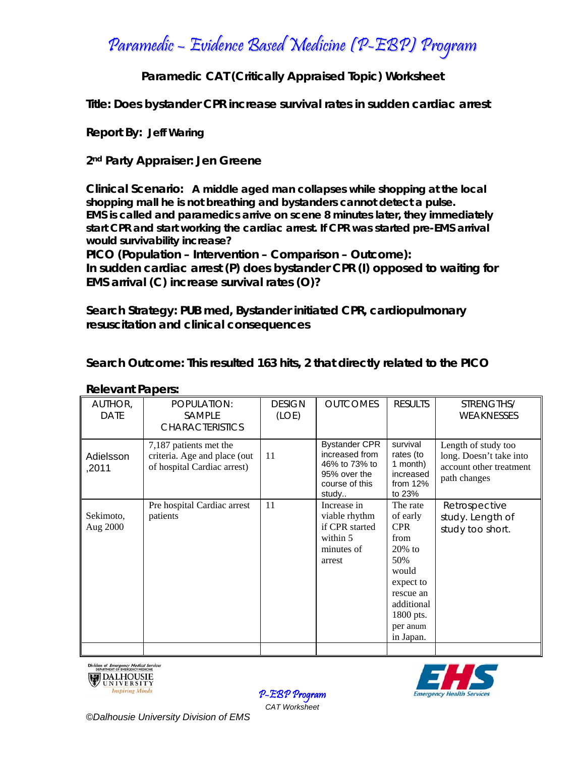# Paramedic – Evidence Based Medicine (P-EBP) Program

## Paramedic CAT (Critically Appraised Topic) Worksheet

**Title: Does bystander CPR increase survival rates in sudden cardiac arrest**

**Report By: Jeff Waring**

**2nd Party Appraiser: Jen Greene**

**Clinical Scenario: A middle aged man collapses while shopping at the local shopping mall he is not breathing and bystanders cannot detect a pulse. EMS is called and paramedics arrive on scene 8 minutes later, they immediately start CPR and start working the cardiac arrest. If CPR was started pre-EMS arrival would survivability increase?**

**PICO (Population – Intervention – Comparison – Outcome):**
**In sudden cardiac arrest (P) does bystander CPR (I) opposed to waiting for EMS arrival (C) increase survival rates (O)?**

**Search Strategy: PUB med, Bystander initiated CPR, cardiopulmonary resuscitation and clinical consequences**

**Search Outcome: This resulted 163 hits, 2 that directly related to the PICO**

**Relevant Papers:**

| AUTHOR, DATE | POPULATION: SAMPLE CHARACTERISTICS | DESIGN (LOE) | OUTCOMES | RESULTS | STRENGTHS/ WEAKNESSES |
|---|---|---|---|---|---|
| Adielsson ,2011 | 7,187 patients met the criteria. Age and place (out of hospital Cardiac arrest) | 11 | Bystander CPR increased from 46% to 73% to 95% over the course of this study.. | survival rates (to 1 month) increased from 12% to 23% | Length of study too long. Doesn't take into account other treatment path changes |
| Sekimoto, Aug 2000 | Pre hospital Cardiac arrest patients | 11 | Increase in viable rhythm if CPR started within 5 minutes of arrest | The rate of early CPR from 20% to 50% would expect to rescue an additional 1800 pts. per anum in Japan. | Retrospective study. Length of study too short. |
| | | | | | |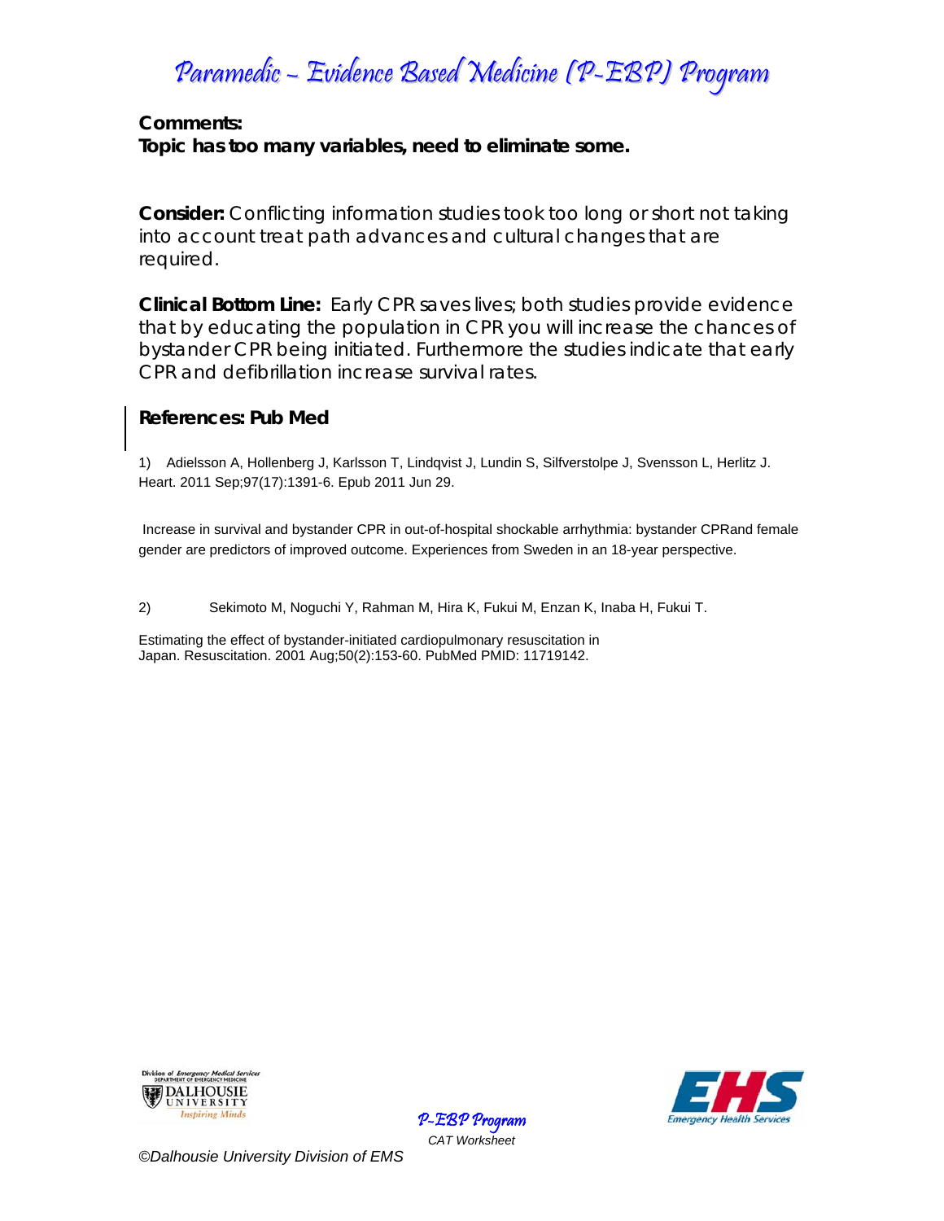**Comments:**
**Topic has too many variables, need to eliminate some.**

**Consider:** Conflicting information studies took too long or short not taking into account treat path advances and cultural changes that are required.

**Clinical Bottom Line:** Early CPR saves lives; both studies provide evidence that by educating the population in CPR you will increase the chances of bystander CPR being initiated. Furthermore the studies indicate that early CPR and defibrillation increase survival rates.

**References: Pub Med**

1) Adielsson A, Hollenberg J, Karlsson T, Lindqvist J, Lundin S, Silfverstolpe J, Svensson L, Herlitz J. Heart. 2011 Sep;97(17):1391-6. Epub 2011 Jun 29.

Increase in survival and bystander CPR in out-of-hospital shockable arrhythmia: bystander CPRand female gender are predictors of improved outcome. Experiences from Sweden in an 18-year perspective.

2) Sekimoto M, Noguchi Y, Rahman M, Hira K, Fukui M, Enzan K, Inaba H, Fukui T.

Estimating the effect of bystander-initiated cardiopulmonary resuscitation in Japan. Resuscitation. 2001 Aug;50(2):153-60. PubMed PMID: 11719142.